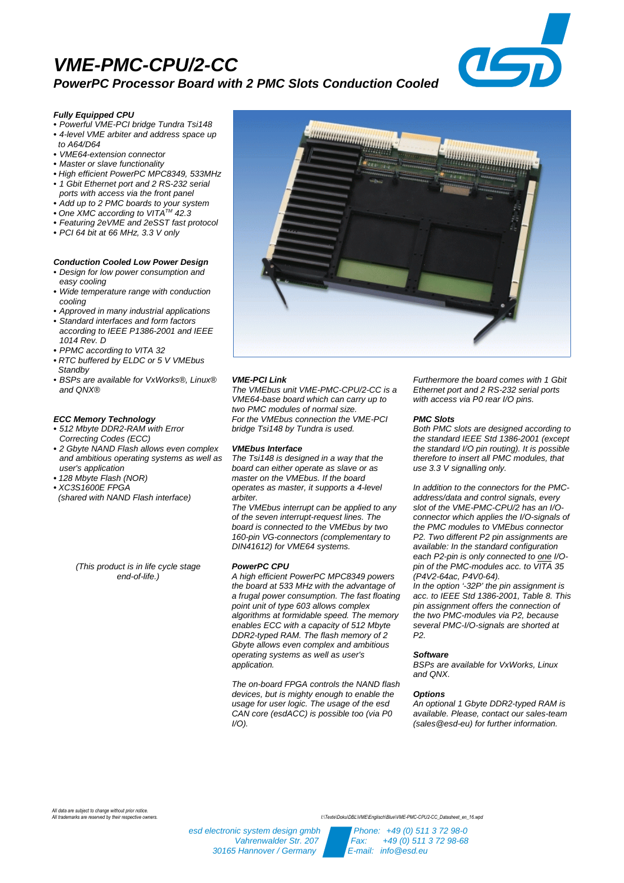# VME-PMC-CPU/2-CC

## PowerPC Processor Board with 2 PMC Slots Conduction Cooled

### Fully Equipped CPU

- Powerful VME-PCI bridge Tundra Tsi148
- 4-level VME arbiter and address space up to A64/D64
- VME64-extension connector
- Master or slave functionality
- High efficient PowerPC MPC8349, 533MHz
- 1 Gbit Ethernet port and 2 RS-232 serial ports with access via the front panel
- Add up to 2 PMC boards to your system
- One XMC according to VITA™ 42.3
- Featuring 2eVME and 2eSST fast protocol
- PCI 64 bit at 66 MHz, 3.3 V only

### Conduction Cooled Low Power Design

- Design for low power consumption and easy cooling
- Wide temperature range with conduction cooling
- Approved in many industrial applications
- Standard interfaces and form factors according to IEEE P1386-2001 and IEEE 1014 Rev. D
- PPMC according to VITA 32
- RTC buffered by ELDC or 5 V VMEbus Standby
- BSPs are available for VxWorks®, Linux® and QNX®

### ECC Memory Technology

- 512 Mbyte DDR2-RAM with Error Correcting Codes (ECC)
- 2 Gbyte NAND Flash allows even complex and ambitious operating systems as well as user's application
- 128 Mbyte Flash (NOR)
- XC3S1600E FPGA (shared with NAND Flash interface)

*(This product is in life cycle stage end-of-life.)*

### VME-PCI Link

The VMEbus unit VME-PMC-CPU/2-CC is a VME64-base board which can carry up to two PMC modules of normal size.
For the VMEbus connection the VME-PCI bridge Tsi148 by Tundra is used.

### VMEbus Interface

The Tsi148 is designed in a way that the board can either operate as slave or as master on the VMEbus. If the board operates as master, it supports a 4-level arbiter.
The VMEbus interrupt can be applied to any of the seven interrupt-request lines. The board is connected to the VMEbus by two 160-pin VG-connectors (complementary to DIN41612) for VME64 systems.

### PowerPC CPU

A high efficient PowerPC MPC8349 powers the board at 533 MHz with the advantage of a frugal power consumption. The fast floating point unit of type 603 allows complex algorithms at formidable speed. The memory enables ECC with a capacity of 512 Mbyte DDR2-typed RAM. The flash memory of 2 Gbyte allows even complex and ambitious operating systems as well as user's application.

The on-board FPGA controls the NAND flash devices, but is mighty enough to enable the usage for user logic. The usage of the esd CAN core (esdACC) is possible too (via P0 I/O).

Furthermore the board comes with 1 Gbit Ethernet port and 2 RS-232 serial ports with access via P0 rear I/O pins.

### PMC Slots

Both PMC slots are designed according to the standard IEEE Std 1386-2001 (except the standard I/O pin routing). It is possible therefore to insert all PMC modules, that use 3.3 V signalling only.

In addition to the connectors for the PMC-address/data and control signals, every slot of the VME-PMC-CPU/2 has an I/O-connector which applies the I/O-signals of the PMC modules to VMEbus connector P2. Two different P2 pin assignments are available: In the standard configuration each P2-pin is only connected to one I/O-pin of the PMC-modules acc. to VITA 35 (P4V2-64ac, P4V0-64).
In the option '-32P' the pin assignment is acc. to IEEE Std 1386-2001, Table 8. This pin assignment offers the connection of the two PMC-modules via P2, because several PMC-I/O-signals are shorted at P2.

### Software

BSPs are available for VxWorks, Linux and QNX.

### Options

An optional 1 Gbyte DDR2-typed RAM is available. Please, contact our sales-team (sales@esd-eu) for further information.

All data are subject to change without prior notice.
All trademarks are reserved by their respective owners.

esd electronic system design gmbh
Vahrenwalder Str. 207
30165 Hannover / Germany

Phone: +49 (0) 511 3 72 98-0
Fax: +49 (0) 511 3 72 98-68
E-mail: info@esd.eu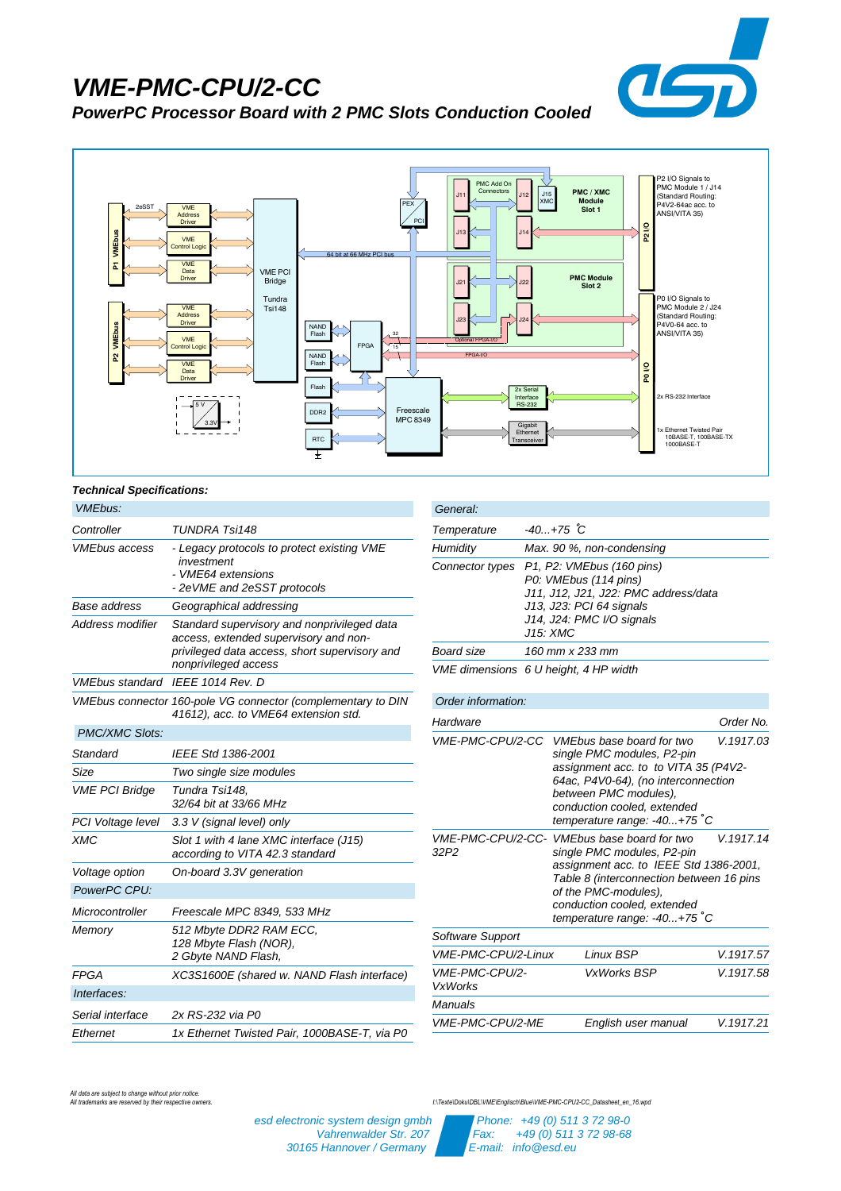# VME-PMC-CPU/2-CC

## PowerPC Processor Board with 2 PMC Slots Conduction Cooled

2eSST
VME Address Driver
VME Control Logic
VME Data Driver
P1 VMEbus
VME Address Driver
VME Control Logic
VME Data Driver
P2 VMEbus
VME PCI Bridge
Tundra Tsi148
64 bit at 66 MHz PCI bus
PEX
PCI
PMC Add On Connectors
J11
J12
J15 XMC
PMC / XMC Module Slot 1
J13
J14
J21
J22
PMC Module Slot 2
J23
J24
P2 I/O
P2 I/O Signals to PMC Module 1 / J14 (Standard Routing: P4V2-64ac acc. to ANSI/VITA 35)
P0 I/O Signals to PMC Module 2 / J24 (Standard Routing: P4V0-64 acc. to ANSI/VITA 35)
P0 I/O
NAND Flash
NAND Flash
FPGA
32
15
Optional FPGA-I/O
FPGA-I/O
Flash
DDR2
RTC
Freescale MPC 8349
2x Serial Interface RS-232
Gigabit Ethernet Transceiver
2x RS-232 Interface
1x Ethernet Twisted Pair 10BASE-T, 100BASE-TX 1000BASE-T
5 V
3.3V

### Technical Specifications:

| VMEbus: | |
|---|---|
| Controller | TUNDRA Tsi148 |
| VMEbus access | - Legacy protocols to protect existing VME investment<br>- VME64 extensions<br>- 2eVME and 2eSST protocols |
| Base address | Geographical addressing |
| Address modifier | Standard supervisory and nonprivileged data access, extended supervisory and non-privileged data access, short supervisory and nonprivileged access |
| VMEbus standard | IEEE 1014 Rev. D |
| VMEbus connector | 160-pole VG connector (complementary to DIN 41612), acc. to VME64 extension std. |
| **PMC/XMC Slots:** | |
| Standard | IEEE Std 1386-2001 |
| Size | Two single size modules |
| VME PCI Bridge | Tundra Tsi148,<br>32/64 bit at 33/66 MHz |
| PCI Voltage level | 3.3 V (signal level) only |
| XMC | Slot 1 with 4 lane XMC interface (J15) according to VITA 42.3 standard |
| Voltage option | On-board 3.3V generation |
| **PowerPC CPU:** | |
| Microcontroller | Freescale MPC 8349, 533 MHz |
| Memory | 512 Mbyte DDR2 RAM ECC,<br>128 Mbyte Flash (NOR),<br>2 Gbyte NAND Flash, |
| FPGA | XC3S1600E (shared w. NAND Flash interface) |
| **Interfaces:** | |
| Serial interface | 2x RS-232 via P0 |
| Ethernet | 1x Ethernet Twisted Pair, 1000BASE-T, via P0 |

| General: | |
|---|---|
| Temperature | -40...+75 °C |
| Humidity | Max. 90 %, non-condensing |
| Connector types | P1, P2: VMEbus (160 pins)<br>P0: VMEbus (114 pins)<br>J11, J12, J21, J22: PMC address/data<br>J13, J23: PCI 64 signals<br>J14, J24: PMC I/O signals<br>J15: XMC |
| Board size | 160 mm x 233 mm |
| VME dimensions | 6 U height, 4 HP width |

| Order information: | | |
|---|---|---|
| **Hardware** | | **Order No.** |
| VME-PMC-CPU/2-CC | VMEbus base board for two single PMC modules, P2-pin assignment acc. to to VITA 35 (P4V2-64ac, P4V0-64), (no interconnection between PMC modules), conduction cooled, extended temperature range: -40...+75 °C | V.1917.03 |
| VME-PMC-CPU/2-CC-32P2 | VMEbus base board for two single PMC modules, P2-pin assignment acc. to IEEE Std 1386-2001, Table 8 (interconnection between 16 pins of the PMC-modules), conduction cooled, extended temperature range: -40...+75 °C | V.1917.14 |
| **Software Support** | | |
| VME-PMC-CPU/2-Linux | Linux BSP | V.1917.57 |
| VME-PMC-CPU/2-VxWorks | VxWorks BSP | V.1917.58 |
| **Manuals** | | |
| VME-PMC-CPU/2-ME | English user manual | V.1917.21 |

All data are subject to change without prior notice.
All trademarks are reserved by their respective owners.

I:\Texte\Doku\DBL\VME\Englisch\Blue\VME-PMC-CPU2-CC_Datasheet_en_16.wpd

esd electronic system design gmbh
Vahrenwalder Str. 207
30165 Hannover / Germany

Phone: +49 (0) 511 3 72 98-0
Fax: +49 (0) 511 3 72 98-68
E-mail: info@esd.eu